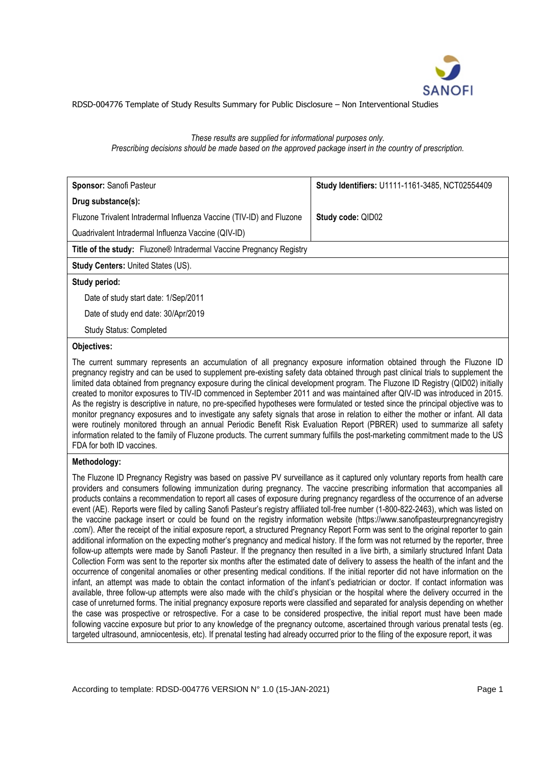RDSD-004776 Template of Study Results Summary for Public Disclosure – Non Interventional Studies

*These results are supplied for informational purposes only.*
*Prescribing decisions should be made based on the approved package insert in the country of prescription.*

| **Sponsor:** Sanofi Pasteur | **Study Identifiers:** U1111-1161-3485, NCT02554409 |
|---|---|
| **Drug substance(s):** Fluzone Trivalent Intradermal Influenza Vaccine (TIV-ID) and Fluzone Quadrivalent Intradermal Influenza Vaccine (QIV-ID) | **Study code:** QID02 |

**Title of the study:** Fluzone® Intradermal Vaccine Pregnancy Registry

**Study Centers:** United States (US).

**Study period:**

Date of study start date: 1/Sep/2011

Date of study end date: 30/Apr/2019

Study Status: Completed

**Objectives:**

The current summary represents an accumulation of all pregnancy exposure information obtained through the Fluzone ID pregnancy registry and can be used to supplement pre-existing safety data obtained through past clinical trials to supplement the limited data obtained from pregnancy exposure during the clinical development program. The Fluzone ID Registry (QID02) initially created to monitor exposures to TIV-ID commenced in September 2011 and was maintained after QIV-ID was introduced in 2015. As the registry is descriptive in nature, no pre-specified hypotheses were formulated or tested since the principal objective was to monitor pregnancy exposures and to investigate any safety signals that arose in relation to either the mother or infant. All data were routinely monitored through an annual Periodic Benefit Risk Evaluation Report (PBRER) used to summarize all safety information related to the family of Fluzone products. The current summary fulfills the post-marketing commitment made to the US FDA for both ID vaccines.

**Methodology:**

The Fluzone ID Pregnancy Registry was based on passive PV surveillance as it captured only voluntary reports from health care providers and consumers following immunization during pregnancy. The vaccine prescribing information that accompanies all products contains a recommendation to report all cases of exposure during pregnancy regardless of the occurrence of an adverse event (AE). Reports were filed by calling Sanofi Pasteur's registry affiliated toll-free number (1-800-822-2463), which was listed on the vaccine package insert or could be found on the registry information website (https://www.sanofipasteurpregnancyregistry .com/). After the receipt of the initial exposure report, a structured Pregnancy Report Form was sent to the original reporter to gain additional information on the expecting mother's pregnancy and medical history. If the form was not returned by the reporter, three follow-up attempts were made by Sanofi Pasteur. If the pregnancy then resulted in a live birth, a similarly structured Infant Data Collection Form was sent to the reporter six months after the estimated date of delivery to assess the health of the infant and the occurrence of congenital anomalies or other presenting medical conditions. If the initial reporter did not have information on the infant, an attempt was made to obtain the contact information of the infant's pediatrician or doctor. If contact information was available, three follow-up attempts were also made with the child's physician or the hospital where the delivery occurred in the case of unreturned forms. The initial pregnancy exposure reports were classified and separated for analysis depending on whether the case was prospective or retrospective. For a case to be considered prospective, the initial report must have been made following vaccine exposure but prior to any knowledge of the pregnancy outcome, ascertained through various prenatal tests (eg. targeted ultrasound, amniocentesis, etc). If prenatal testing had already occurred prior to the filing of the exposure report, it was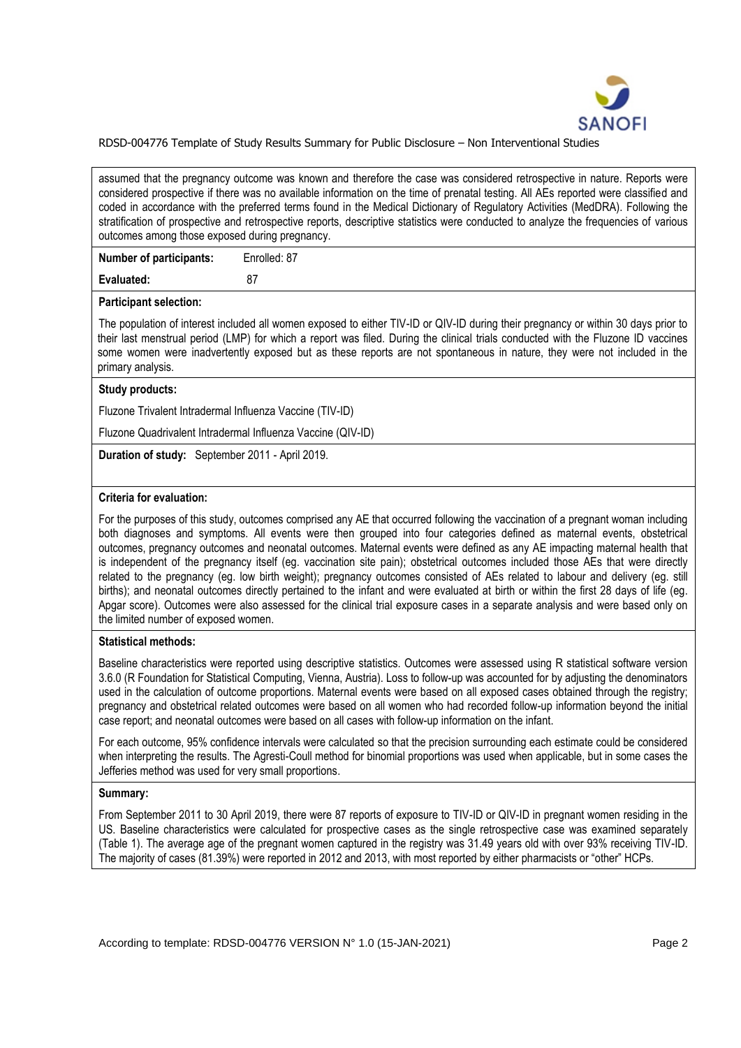assumed that the pregnancy outcome was known and therefore the case was considered retrospective in nature. Reports were considered prospective if there was no available information on the time of prenatal testing. All AEs reported were classified and coded in accordance with the preferred terms found in the Medical Dictionary of Regulatory Activities (MedDRA). Following the stratification of prospective and retrospective reports, descriptive statistics were conducted to analyze the frequencies of various outcomes among those exposed during pregnancy.

**Number of participants:** Enrolled: 87

**Evaluated:** 87

**Participant selection:**

The population of interest included all women exposed to either TIV-ID or QIV-ID during their pregnancy or within 30 days prior to their last menstrual period (LMP) for which a report was filed. During the clinical trials conducted with the Fluzone ID vaccines some women were inadvertently exposed but as these reports are not spontaneous in nature, they were not included in the primary analysis.

**Study products:**

Fluzone Trivalent Intradermal Influenza Vaccine (TIV-ID)

Fluzone Quadrivalent Intradermal Influenza Vaccine (QIV-ID)

**Duration of study:** September 2011 - April 2019.

**Criteria for evaluation:**

For the purposes of this study, outcomes comprised any AE that occurred following the vaccination of a pregnant woman including both diagnoses and symptoms. All events were then grouped into four categories defined as maternal events, obstetrical outcomes, pregnancy outcomes and neonatal outcomes. Maternal events were defined as any AE impacting maternal health that is independent of the pregnancy itself (eg. vaccination site pain); obstetrical outcomes included those AEs that were directly related to the pregnancy (eg. low birth weight); pregnancy outcomes consisted of AEs related to labour and delivery (eg. still births); and neonatal outcomes directly pertained to the infant and were evaluated at birth or within the first 28 days of life (eg. Apgar score). Outcomes were also assessed for the clinical trial exposure cases in a separate analysis and were based only on the limited number of exposed women.

**Statistical methods:**

Baseline characteristics were reported using descriptive statistics. Outcomes were assessed using R statistical software version 3.6.0 (R Foundation for Statistical Computing, Vienna, Austria). Loss to follow-up was accounted for by adjusting the denominators used in the calculation of outcome proportions. Maternal events were based on all exposed cases obtained through the registry; pregnancy and obstetrical related outcomes were based on all women who had recorded follow-up information beyond the initial case report; and neonatal outcomes were based on all cases with follow-up information on the infant.

For each outcome, 95% confidence intervals were calculated so that the precision surrounding each estimate could be considered when interpreting the results. The Agresti-Coull method for binomial proportions was used when applicable, but in some cases the Jefferies method was used for very small proportions.

**Summary:**

From September 2011 to 30 April 2019, there were 87 reports of exposure to TIV-ID or QIV-ID in pregnant women residing in the US. Baseline characteristics were calculated for prospective cases as the single retrospective case was examined separately (Table 1). The average age of the pregnant women captured in the registry was 31.49 years old with over 93% receiving TIV-ID. The majority of cases (81.39%) were reported in 2012 and 2013, with most reported by either pharmacists or "other" HCPs.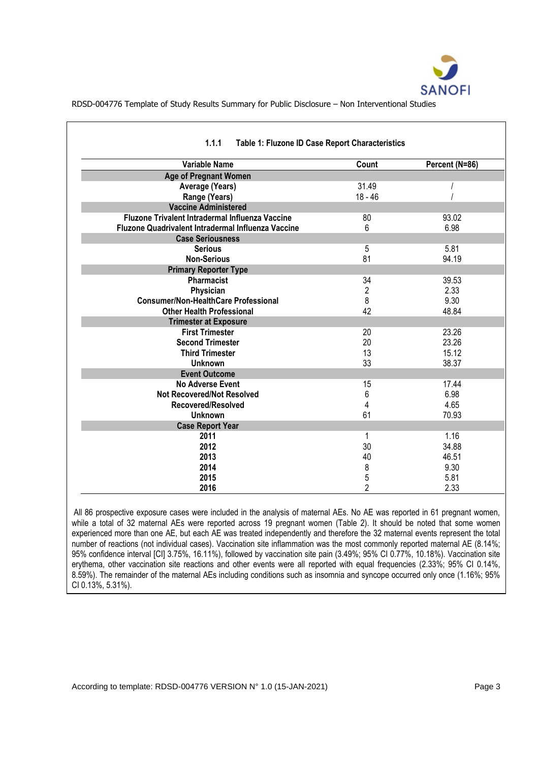### 1.1.1 Table 1: Fluzone ID Case Report Characteristics

| Variable Name | Count | Percent (N=86) |
|---|---|---|
| **Age of Pregnant Women** | | |
| Average (Years) | 31.49 | / |
| Range (Years) | 18 - 46 | / |
| **Vaccine Administered** | | |
| Fluzone Trivalent Intradermal Influenza Vaccine | 80 | 93.02 |
| Fluzone Quadrivalent Intradermal Influenza Vaccine | 6 | 6.98 |
| **Case Seriousness** | | |
| Serious | 5 | 5.81 |
| Non-Serious | 81 | 94.19 |
| **Primary Reporter Type** | | |
| Pharmacist | 34 | 39.53 |
| Physician | 2 | 2.33 |
| Consumer/Non-HealthCare Professional | 8 | 9.30 |
| Other Health Professional | 42 | 48.84 |
| **Trimester at Exposure** | | |
| First Trimester | 20 | 23.26 |
| Second Trimester | 20 | 23.26 |
| Third Trimester | 13 | 15.12 |
| Unknown | 33 | 38.37 |
| **Event Outcome** | | |
| No Adverse Event | 15 | 17.44 |
| Not Recovered/Not Resolved | 6 | 6.98 |
| Recovered/Resolved | 4 | 4.65 |
| Unknown | 61 | 70.93 |
| **Case Report Year** | | |
| 2011 | 1 | 1.16 |
| 2012 | 30 | 34.88 |
| 2013 | 40 | 46.51 |
| 2014 | 8 | 9.30 |
| 2015 | 5 | 5.81 |
| 2016 | 2 | 2.33 |

All 86 prospective exposure cases were included in the analysis of maternal AEs. No AE was reported in 61 pregnant women, while a total of 32 maternal AEs were reported across 19 pregnant women (Table 2). It should be noted that some women experienced more than one AE, but each AE was treated independently and therefore the 32 maternal events represent the total number of reactions (not individual cases). Vaccination site inflammation was the most commonly reported maternal AE (8.14%; 95% confidence interval [CI] 3.75%, 16.11%), followed by vaccination site pain (3.49%; 95% CI 0.77%, 10.18%). Vaccination site erythema, other vaccination site reactions and other events were all reported with equal frequencies (2.33%; 95% CI 0.14%, 8.59%). The remainder of the maternal AEs including conditions such as insomnia and syncope occurred only once (1.16%; 95% CI 0.13%, 5.31%).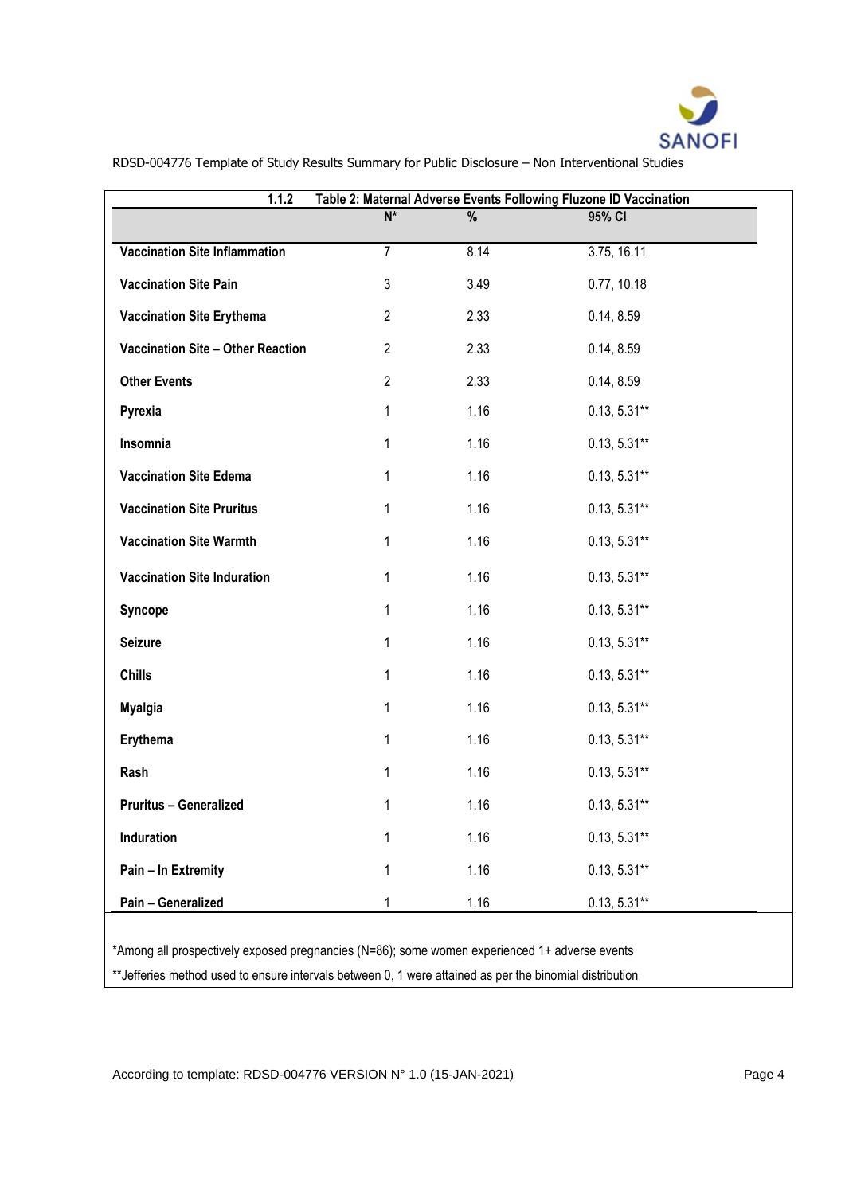### 1.1.2 Table 2: Maternal Adverse Events Following Fluzone ID Vaccination

| | N* | % | 95% CI |
|---|---|---|---|
| **Vaccination Site Inflammation** | 7 | 8.14 | 3.75, 16.11 |
| **Vaccination Site Pain** | 3 | 3.49 | 0.77, 10.18 |
| **Vaccination Site Erythema** | 2 | 2.33 | 0.14, 8.59 |
| **Vaccination Site – Other Reaction** | 2 | 2.33 | 0.14, 8.59 |
| **Other Events** | 2 | 2.33 | 0.14, 8.59 |
| **Pyrexia** | 1 | 1.16 | 0.13, 5.31** |
| **Insomnia** | 1 | 1.16 | 0.13, 5.31** |
| **Vaccination Site Edema** | 1 | 1.16 | 0.13, 5.31** |
| **Vaccination Site Pruritus** | 1 | 1.16 | 0.13, 5.31** |
| **Vaccination Site Warmth** | 1 | 1.16 | 0.13, 5.31** |
| **Vaccination Site Induration** | 1 | 1.16 | 0.13, 5.31** |
| **Syncope** | 1 | 1.16 | 0.13, 5.31** |
| **Seizure** | 1 | 1.16 | 0.13, 5.31** |
| **Chills** | 1 | 1.16 | 0.13, 5.31** |
| **Myalgia** | 1 | 1.16 | 0.13, 5.31** |
| **Erythema** | 1 | 1.16 | 0.13, 5.31** |
| **Rash** | 1 | 1.16 | 0.13, 5.31** |
| **Pruritus – Generalized** | 1 | 1.16 | 0.13, 5.31** |
| **Induration** | 1 | 1.16 | 0.13, 5.31** |
| **Pain – In Extremity** | 1 | 1.16 | 0.13, 5.31** |
| **Pain – Generalized** | 1 | 1.16 | 0.13, 5.31** |

*Among all prospectively exposed pregnancies (N=86); some women experienced 1+ adverse events

**Jefferies method used to ensure intervals between 0, 1 were attained as per the binomial distribution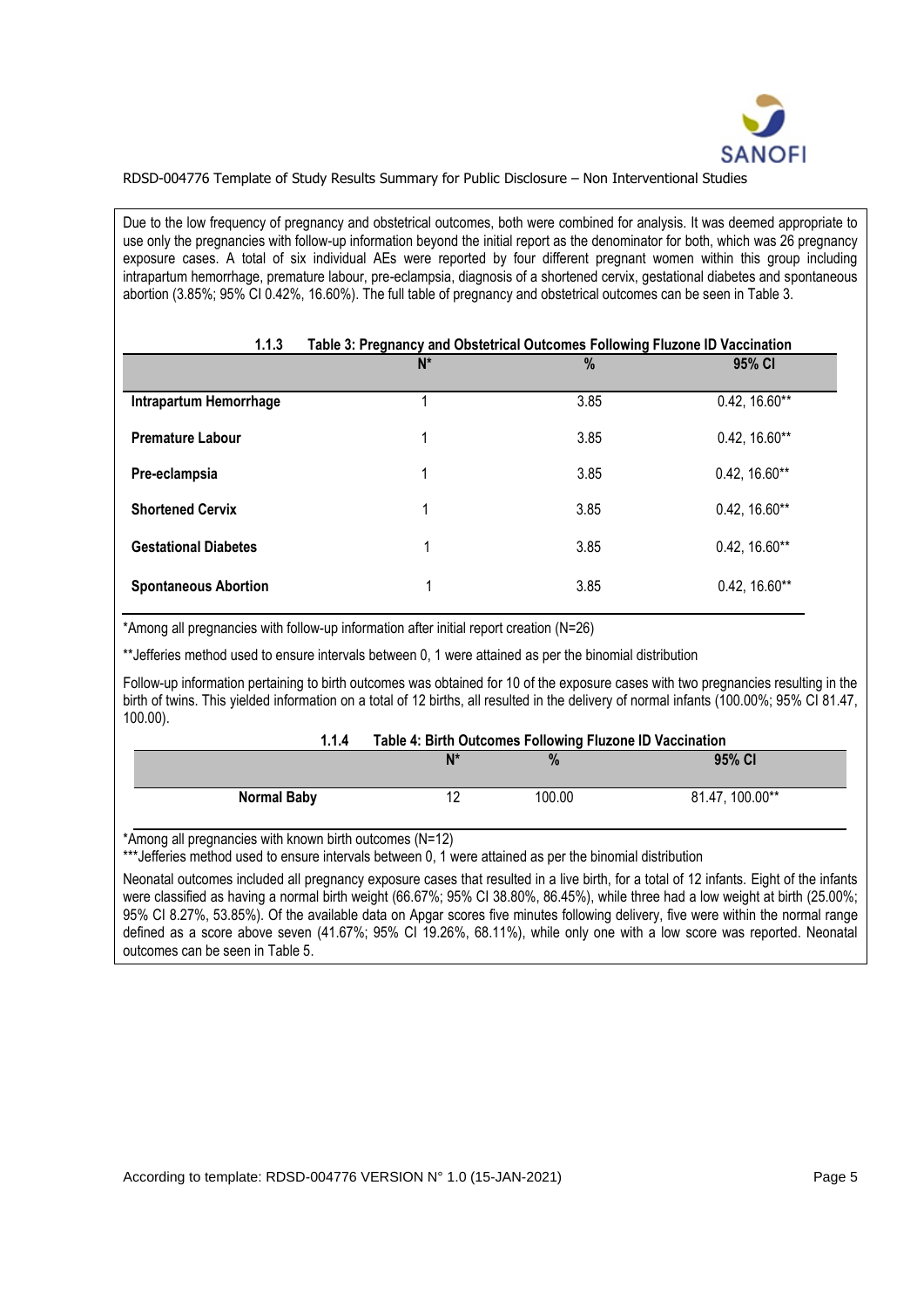Due to the low frequency of pregnancy and obstetrical outcomes, both were combined for analysis. It was deemed appropriate to use only the pregnancies with follow-up information beyond the initial report as the denominator for both, which was 26 pregnancy exposure cases. A total of six individual AEs were reported by four different pregnant women within this group including intrapartum hemorrhage, premature labour, pre-eclampsia, diagnosis of a shortened cervix, gestational diabetes and spontaneous abortion (3.85%; 95% CI 0.42%, 16.60%). The full table of pregnancy and obstetrical outcomes can be seen in Table 3.

#### 1.1.3 Table 3: Pregnancy and Obstetrical Outcomes Following Fluzone ID Vaccination

| | N* | % | 95% CI |
|---|---|---|---|
| **Intrapartum Hemorrhage** | 1 | 3.85 | 0.42, 16.60** |
| **Premature Labour** | 1 | 3.85 | 0.42, 16.60** |
| **Pre-eclampsia** | 1 | 3.85 | 0.42, 16.60** |
| **Shortened Cervix** | 1 | 3.85 | 0.42, 16.60** |
| **Gestational Diabetes** | 1 | 3.85 | 0.42, 16.60** |
| **Spontaneous Abortion** | 1 | 3.85 | 0.42, 16.60** |

*Among all pregnancies with follow-up information after initial report creation (N=26)

**Jefferies method used to ensure intervals between 0, 1 were attained as per the binomial distribution

Follow-up information pertaining to birth outcomes was obtained for 10 of the exposure cases with two pregnancies resulting in the birth of twins. This yielded information on a total of 12 births, all resulted in the delivery of normal infants (100.00%; 95% CI 81.47, 100.00).

#### 1.1.4 Table 4: Birth Outcomes Following Fluzone ID Vaccination

| | N* | % | 95% CI |
|---|---|---|---|
| **Normal Baby** | 12 | 100.00 | 81.47, 100.00** |

*Among all pregnancies with known birth outcomes (N=12)

***Jefferies method used to ensure intervals between 0, 1 were attained as per the binomial distribution

Neonatal outcomes included all pregnancy exposure cases that resulted in a live birth, for a total of 12 infants. Eight of the infants were classified as having a normal birth weight (66.67%; 95% CI 38.80%, 86.45%), while three had a low weight at birth (25.00%; 95% CI 8.27%, 53.85%). Of the available data on Apgar scores five minutes following delivery, five were within the normal range defined as a score above seven (41.67%; 95% CI 19.26%, 68.11%), while only one with a low score was reported. Neonatal outcomes can be seen in Table 5.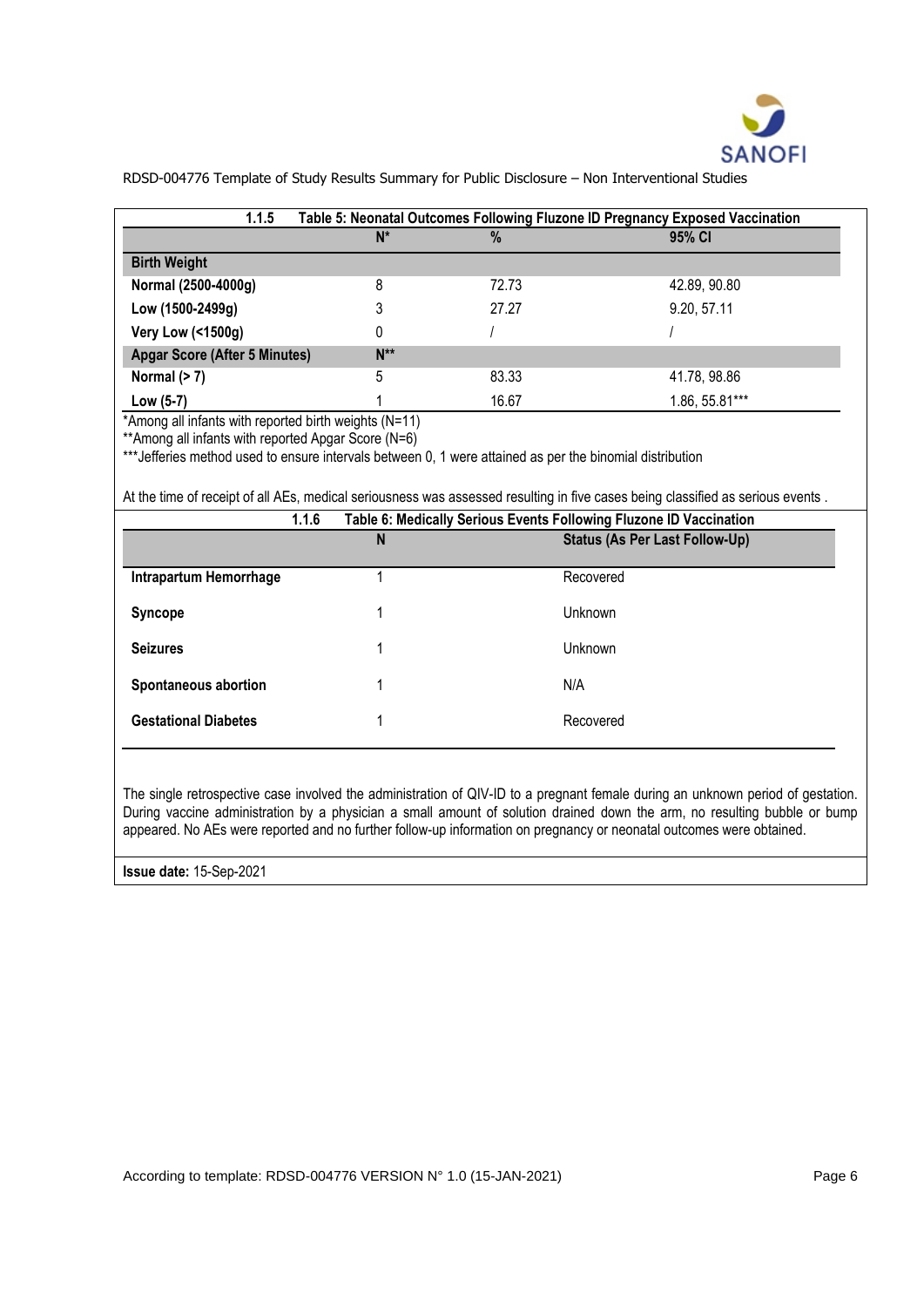**1.1.5 Table 5: Neonatal Outcomes Following Fluzone ID Pregnancy Exposed Vaccination**

| | N* | % | 95% CI |
|---|---|---|---|
| **Birth Weight** | | | |
| **Normal (2500-4000g)** | 8 | 72.73 | 42.89, 90.80 |
| **Low (1500-2499g)** | 3 | 27.27 | 9.20, 57.11 |
| **Very Low (<1500g)** | 0 | / | / |
| **Apgar Score (After 5 Minutes)** | N** | | |
| **Normal (> 7)** | 5 | 83.33 | 41.78, 98.86 |
| **Low (5-7)** | 1 | 16.67 | 1.86, 55.81*** |

*Among all infants with reported birth weights (N=11)

**Among all infants with reported Apgar Score (N=6)

***Jefferies method used to ensure intervals between 0, 1 were attained as per the binomial distribution

At the time of receipt of all AEs, medical seriousness was assessed resulting in five cases being classified as serious events .

**1.1.6 Table 6: Medically Serious Events Following Fluzone ID Vaccination**

| | N | Status (As Per Last Follow-Up) |
|---|---|---|
| **Intrapartum Hemorrhage** | 1 | Recovered |
| **Syncope** | 1 | Unknown |
| **Seizures** | 1 | Unknown |
| **Spontaneous abortion** | 1 | N/A |
| **Gestational Diabetes** | 1 | Recovered |

The single retrospective case involved the administration of QIV-ID to a pregnant female during an unknown period of gestation. During vaccine administration by a physician a small amount of solution drained down the arm, no resulting bubble or bump appeared. No AEs were reported and no further follow-up information on pregnancy or neonatal outcomes were obtained.

**Issue date:** 15-Sep-2021